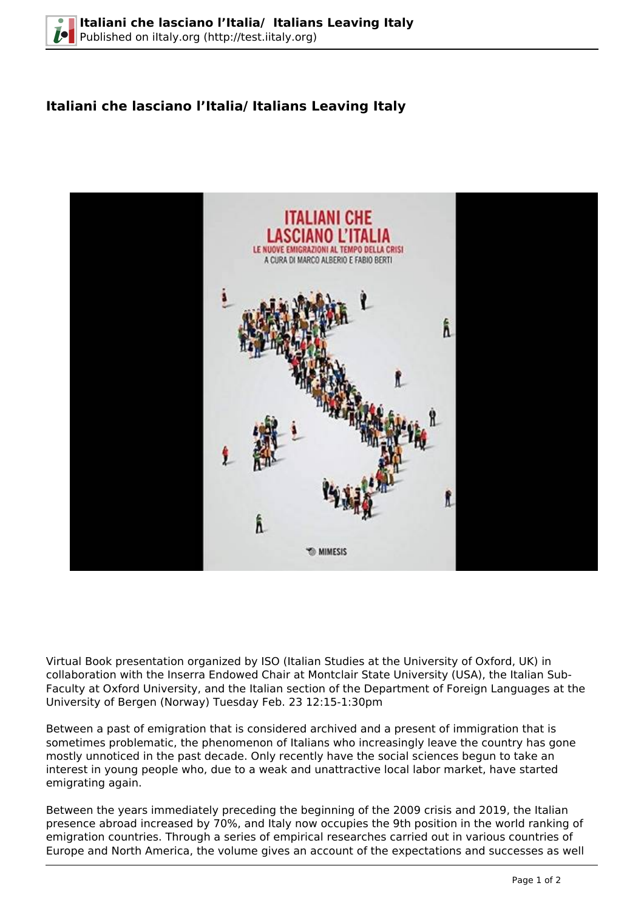# Italiani che lasciano l’Italia/ Italians Leaving Italy

Virtual Book presentation organized by ISO (Italian Studies at the University of Oxford, UK) in collaboration with the Inserra Endowed Chair at Montclair State University (USA), the Italian Sub-Faculty at Oxford University, and the Italian section of the Department of Foreign Languages at the University of Bergen (Norway) Tuesday Feb. 23 12:15-1:30pm

Between a past of emigration that is considered archived and a present of immigration that is sometimes problematic, the phenomenon of Italians who increasingly leave the country has gone mostly unnoticed in the past decade. Only recently have the social sciences begun to take an interest in young people who, due to a weak and unattractive local labor market, have started emigrating again.

Between the years immediately preceding the beginning of the 2009 crisis and 2019, the Italian presence abroad increased by 70%, and Italy now occupies the 9th position in the world ranking of emigration countries. Through a series of empirical researches carried out in various countries of Europe and North America, the volume gives an account of the expectations and successes as well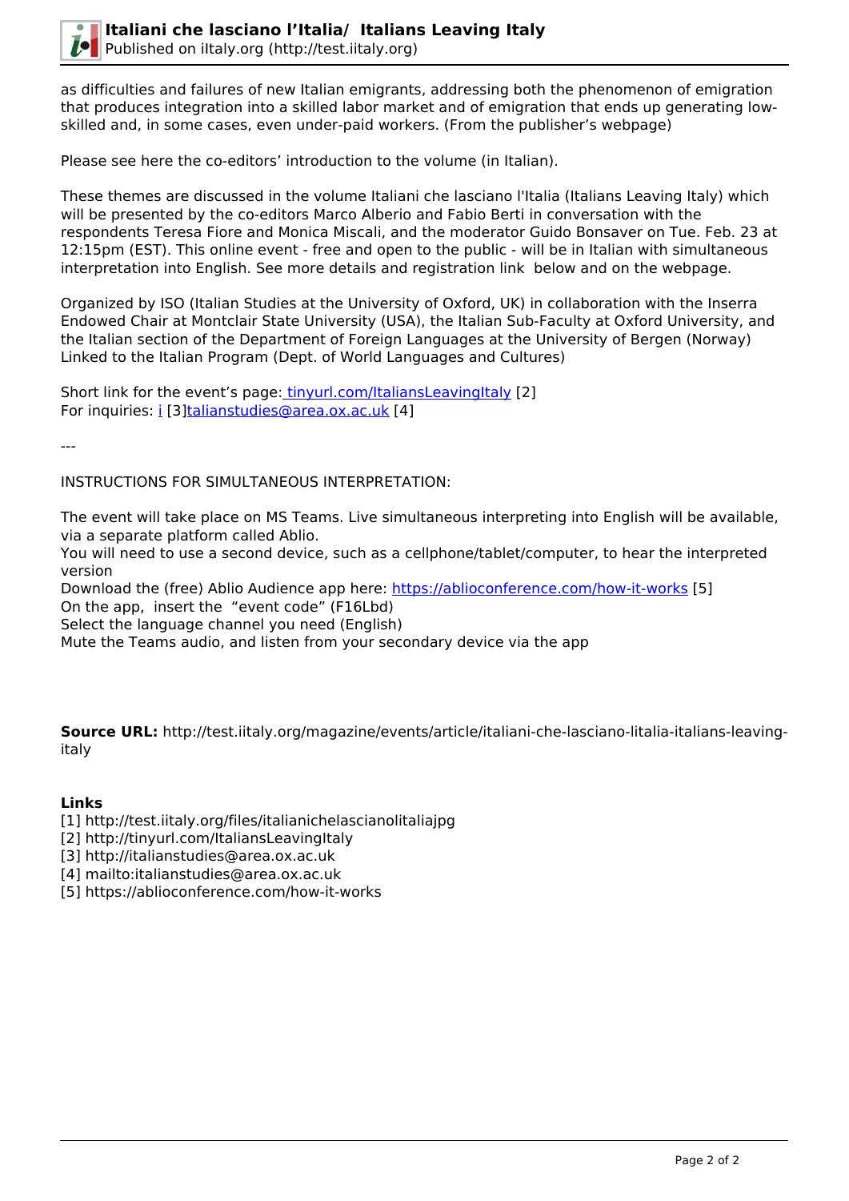as difficulties and failures of new Italian emigrants, addressing both the phenomenon of emigration that produces integration into a skilled labor market and of emigration that ends up generating low-skilled and, in some cases, even under-paid workers. (From the publisher's webpage)

Please see here the co-editors' introduction to the volume (in Italian).

These themes are discussed in the volume Italiani che lasciano l'Italia (Italians Leaving Italy) which will be presented by the co-editors Marco Alberio and Fabio Berti in conversation with the respondents Teresa Fiore and Monica Miscali, and the moderator Guido Bonsaver on Tue. Feb. 23 at 12:15pm (EST). This online event - free and open to the public - will be in Italian with simultaneous interpretation into English. See more details and registration link below and on the webpage.

Organized by ISO (Italian Studies at the University of Oxford, UK) in collaboration with the Inserra Endowed Chair at Montclair State University (USA), the Italian Sub-Faculty at Oxford University, and the Italian section of the Department of Foreign Languages at the University of Bergen (Norway) Linked to the Italian Program (Dept. of World Languages and Cultures)

Short link for the event's page: tinyurl.com/ItaliansLeavingItaly [2]
For inquiries: i [3]talianstudies@area.ox.ac.uk [4]

---

INSTRUCTIONS FOR SIMULTANEOUS INTERPRETATION:

The event will take place on MS Teams. Live simultaneous interpreting into English will be available, via a separate platform called Ablio.
You will need to use a second device, such as a cellphone/tablet/computer, to hear the interpreted version
Download the (free) Ablio Audience app here: https://ablioconference.com/how-it-works [5]
On the app, insert the "event code" (F16Lbd)
Select the language channel you need (English)
Mute the Teams audio, and listen from your secondary device via the app

**Source URL:** http://test.iitaly.org/magazine/events/article/italiani-che-lasciano-litalia-italians-leaving-italy

**Links**
[1] http://test.iitaly.org/files/italianichelascianolitaliajpg
[2] http://tinyurl.com/ItaliansLeavingItaly
[3] http://italianstudies@area.ox.ac.uk
[4] mailto:italianstudies@area.ox.ac.uk
[5] https://ablioconference.com/how-it-works